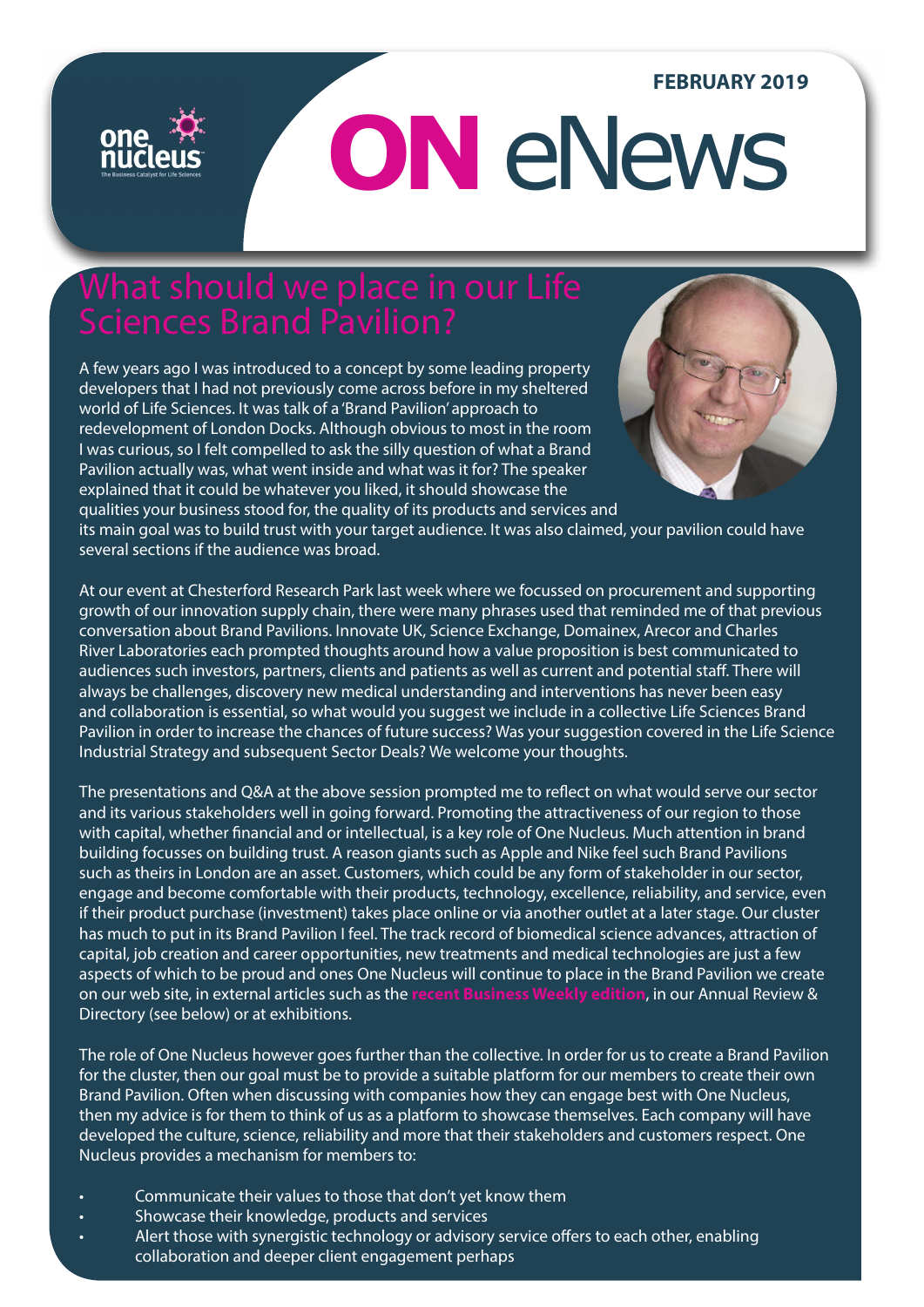FEBRUARY 2019

# ON eNews

## What should we place in our Life Sciences Brand Pavilion?

A few years ago I was introduced to a concept by some leading property developers that I had not previously come across before in my sheltered world of Life Sciences. It was talk of a 'Brand Pavilion' approach to redevelopment of London Docks. Although obvious to most in the room I was curious, so I felt compelled to ask the silly question of what a Brand Pavilion actually was, what went inside and what was it for? The speaker explained that it could be whatever you liked, it should showcase the qualities your business stood for, the quality of its products and services and its main goal was to build trust with your target audience. It was also claimed, your pavilion could have several sections if the audience was broad.

At our event at Chesterford Research Park last week where we focussed on procurement and supporting growth of our innovation supply chain, there were many phrases used that reminded me of that previous conversation about Brand Pavilions. Innovate UK, Science Exchange, Domainex, Arecor and Charles River Laboratories each prompted thoughts around how a value proposition is best communicated to audiences such investors, partners, clients and patients as well as current and potential staff. There will always be challenges, discovery new medical understanding and interventions has never been easy and collaboration is essential, so what would you suggest we include in a collective Life Sciences Brand Pavilion in order to increase the chances of future success? Was your suggestion covered in the Life Science Industrial Strategy and subsequent Sector Deals? We welcome your thoughts.

The presentations and Q&A at the above session prompted me to reflect on what would serve our sector and its various stakeholders well in going forward. Promoting the attractiveness of our region to those with capital, whether financial and or intellectual, is a key role of One Nucleus. Much attention in brand building focusses on building trust. A reason giants such as Apple and Nike feel such Brand Pavilions such as theirs in London are an asset. Customers, which could be any form of stakeholder in our sector, engage and become comfortable with their products, technology, excellence, reliability, and service, even if their product purchase (investment) takes place online or via another outlet at a later stage. Our cluster has much to put in its Brand Pavilion I feel. The track record of biomedical science advances, attraction of capital, job creation and career opportunities, new treatments and medical technologies are just a few aspects of which to be proud and ones One Nucleus will continue to place in the Brand Pavilion we create on our web site, in external articles such as the **recent Business Weekly edition**, in our Annual Review & Directory (see below) or at exhibitions.

The role of One Nucleus however goes further than the collective. In order for us to create a Brand Pavilion for the cluster, then our goal must be to provide a suitable platform for our members to create their own Brand Pavilion. Often when discussing with companies how they can engage best with One Nucleus, then my advice is for them to think of us as a platform to showcase themselves. Each company will have developed the culture, science, reliability and more that their stakeholders and customers respect. One Nucleus provides a mechanism for members to:

- Communicate their values to those that don't yet know them
- Showcase their knowledge, products and services
- Alert those with synergistic technology or advisory service offers to each other, enabling collaboration and deeper client engagement perhaps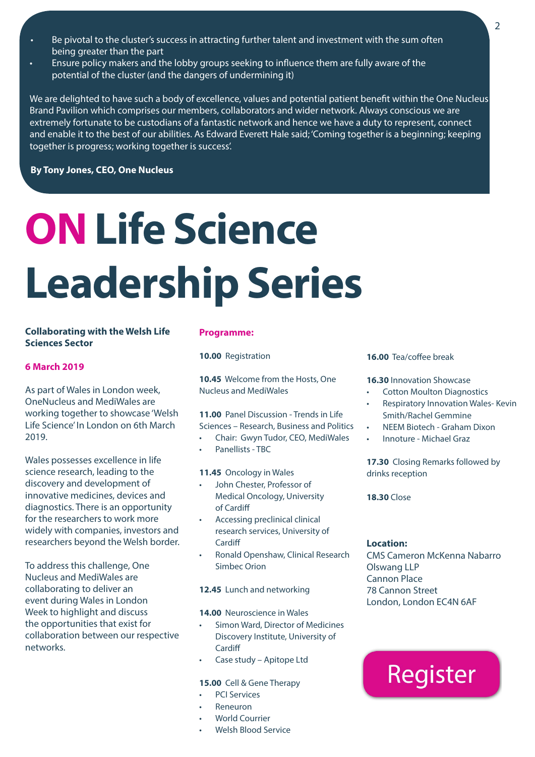- Be pivotal to the cluster's success in attracting further talent and investment with the sum often being greater than the part
- Ensure policy makers and the lobby groups seeking to influence them are fully aware of the potential of the cluster (and the dangers of undermining it)

We are delighted to have such a body of excellence, values and potential patient benefit within the One Nucleus Brand Pavilion which comprises our members, collaborators and wider network. Always conscious we are extremely fortunate to be custodians of a fantastic network and hence we have a duty to represent, connect and enable it to the best of our abilities. As Edward Everett Hale said; 'Coming together is a beginning; keeping together is progress; working together is success'.

**By Tony Jones, CEO, One Nucleus**

# ON Life Science Leadership Series

**Collaborating with the Welsh Life Sciences Sector**

**6 March 2019**

As part of Wales in London week, OneNucleus and MediWales are working together to showcase 'Welsh Life Science' In London on 6th March 2019.

Wales possesses excellence in life science research, leading to the discovery and development of innovative medicines, devices and diagnostics. There is an opportunity for the researchers to work more widely with companies, investors and researchers beyond the Welsh border.

To address this challenge, One Nucleus and MediWales are collaborating to deliver an event during Wales in London Week to highlight and discuss the opportunities that exist for collaboration between our respective networks.

**Programme:**

**10.00** Registration

**10.45** Welcome from the Hosts, One Nucleus and MediWales

**11.00** Panel Discussion - Trends in Life Sciences – Research, Business and Politics
- Chair: Gwyn Tudor, CEO, MediWales
- Panellists - TBC

**11.45** Oncology in Wales
- John Chester, Professor of Medical Oncology, University of Cardiff
- Accessing preclinical clinical research services, University of Cardiff
- Ronald Openshaw, Clinical Research Simbec Orion

**12.45** Lunch and networking

**14.00** Neuroscience in Wales
- Simon Ward, Director of Medicines Discovery Institute, University of Cardiff
- Case study – Apitope Ltd

**15.00** Cell & Gene Therapy
- PCI Services
- Reneuron
- World Courrier
- Welsh Blood Service

**16.00** Tea/coffee break

**16.30** Innovation Showcase
- Cotton Moulton Diagnostics
- Respiratory Innovation Wales- Kevin Smith/Rachel Gemmine
- NEEM Biotech - Graham Dixon
- Innoture - Michael Graz

**17.30** Closing Remarks followed by drinks reception

**18.30** Close

**Location:**
CMS Cameron McKenna Nabarro Olswang LLP
Cannon Place
78 Cannon Street
London, London EC4N 6AF

Register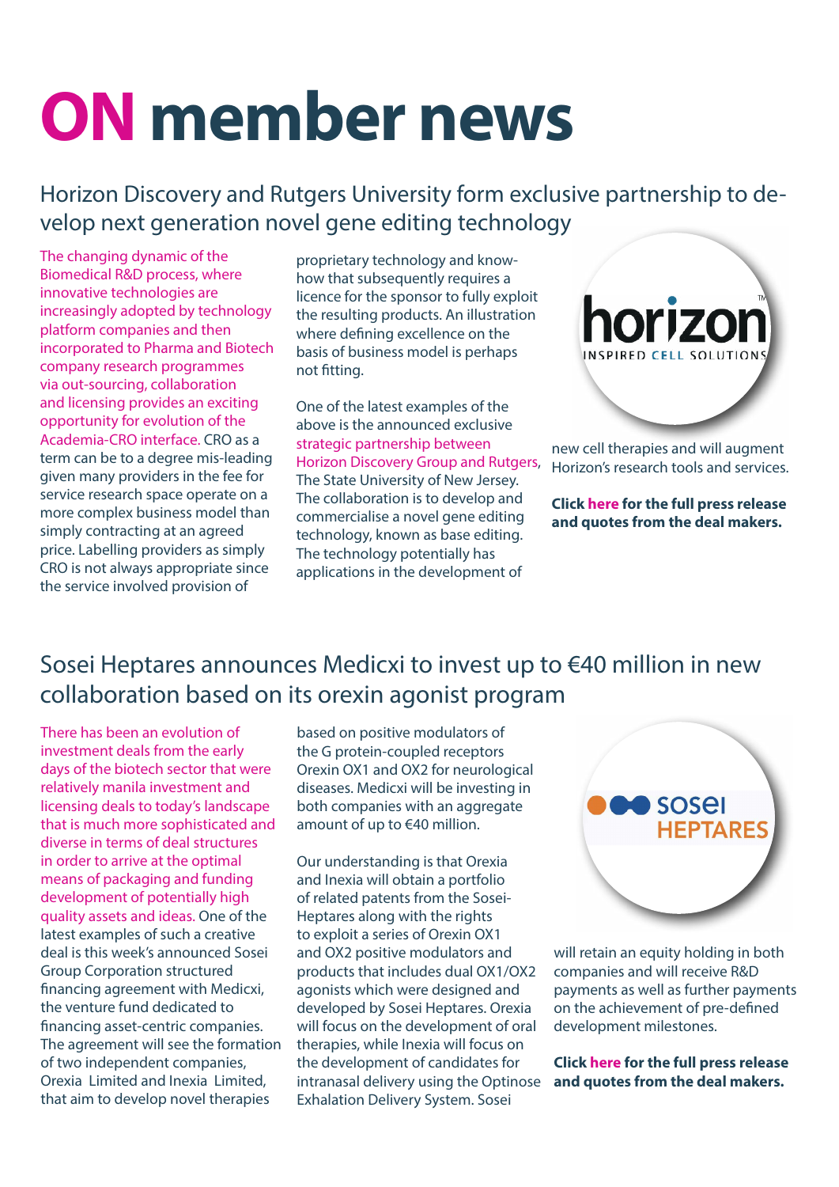# ON member news

## Horizon Discovery and Rutgers University form exclusive partnership to develop next generation novel gene editing technology

The changing dynamic of the Biomedical R&D process, where innovative technologies are increasingly adopted by technology platform companies and then incorporated to Pharma and Biotech company research programmes via out-sourcing, collaboration and licensing provides an exciting opportunity for evolution of the Academia-CRO interface. CRO as a term can be to a degree mis-leading given many providers in the fee for service research space operate on a more complex business model than simply contracting at an agreed price. Labelling providers as simply CRO is not always appropriate since the service involved provision of proprietary technology and know-how that subsequently requires a licence for the sponsor to fully exploit the resulting products. An illustration where defining excellence on the basis of business model is perhaps not fitting.

One of the latest examples of the above is the announced exclusive strategic partnership between Horizon Discovery Group and Rutgers, The State University of New Jersey. The collaboration is to develop and commercialise a novel gene editing technology, known as base editing. The technology potentially has applications in the development of new cell therapies and will augment Horizon's research tools and services.

**Click here for the full press release and quotes from the deal makers.**

## Sosei Heptares announces Medicxi to invest up to €40 million in new collaboration based on its orexin agonist program

There has been an evolution of investment deals from the early days of the biotech sector that were relatively manila investment and licensing deals to today's landscape that is much more sophisticated and diverse in terms of deal structures in order to arrive at the optimal means of packaging and funding development of potentially high quality assets and ideas. One of the latest examples of such a creative deal is this week's announced Sosei Group Corporation structured financing agreement with Medicxi, the venture fund dedicated to financing asset-centric companies. The agreement will see the formation of two independent companies, Orexia Limited and Inexia Limited, that aim to develop novel therapies based on positive modulators of the G protein-coupled receptors Orexin OX1 and OX2 for neurological diseases. Medicxi will be investing in both companies with an aggregate amount of up to €40 million.

Our understanding is that Orexia and Inexia will obtain a portfolio of related patents from the Sosei-Heptares along with the rights to exploit a series of Orexin OX1 and OX2 positive modulators and products that includes dual OX1/OX2 agonists which were designed and developed by Sosei Heptares. Orexia will focus on the development of oral therapies, while Inexia will focus on the development of candidates for intranasal delivery using the Optinose Exhalation Delivery System. Sosei will retain an equity holding in both companies and will receive R&D payments as well as further payments on the achievement of pre-defined development milestones.

**Click here for the full press release and quotes from the deal makers.**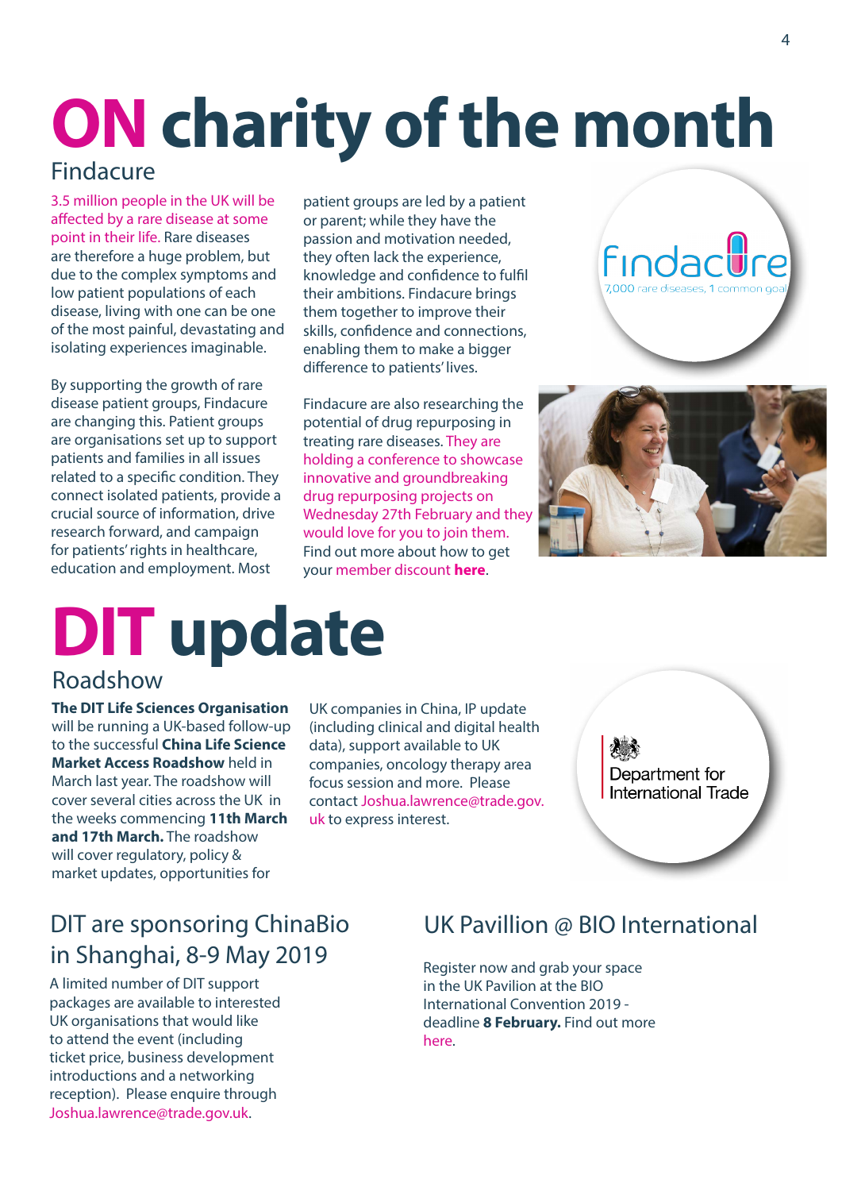# ON charity of the month

## Findacure

3.5 million people in the UK will be affected by a rare disease at some point in their life. Rare diseases are therefore a huge problem, but due to the complex symptoms and low patient populations of each disease, living with one can be one of the most painful, devastating and isolating experiences imaginable.

By supporting the growth of rare disease patient groups, Findacure are changing this. Patient groups are organisations set up to support patients and families in all issues related to a specific condition. They connect isolated patients, provide a crucial source of information, drive research forward, and campaign for patients' rights in healthcare, education and employment. Most patient groups are led by a patient or parent; while they have the passion and motivation needed, they often lack the experience, knowledge and confidence to fulfil their ambitions. Findacure brings them together to improve their skills, confidence and connections, enabling them to make a bigger difference to patients' lives.

Findacure are also researching the potential of drug repurposing in treating rare diseases. They are holding a conference to showcase innovative and groundbreaking drug repurposing projects on Wednesday 27th February and they would love for you to join them. Find out more about how to get your member discount **here**.

# DIT update

## Roadshow

**The DIT Life Sciences Organisation** will be running a UK-based follow-up to the successful **China Life Science Market Access Roadshow** held in March last year. The roadshow will cover several cities across the UK in the weeks commencing **11th March and 17th March.** The roadshow will cover regulatory, policy & market updates, opportunities for UK companies in China, IP update (including clinical and digital health data), support available to UK companies, oncology therapy area focus session and more. Please contact Joshua.lawrence@trade.gov.uk to express interest.

## DIT are sponsoring ChinaBio in Shanghai, 8-9 May 2019

A limited number of DIT support packages are available to interested UK organisations that would like to attend the event (including ticket price, business development introductions and a networking reception). Please enquire through Joshua.lawrence@trade.gov.uk.

## UK Pavillion @ BIO International

Register now and grab your space in the UK Pavilion at the BIO International Convention 2019 - deadline **8 February.** Find out more here.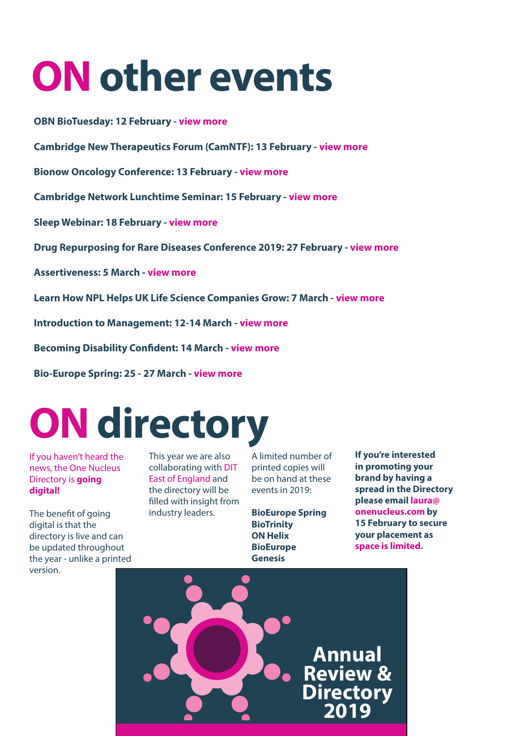# ON other events

**OBN BioTuesday: 12 February - view more**

**Cambridge New Therapeutics Forum (CamNTF): 13 February - view more**

**Bionow Oncology Conference: 13 February - view more**

**Cambridge Network Lunchtime Seminar: 15 February - view more**

**Sleep Webinar: 18 February - view more**

**Drug Repurposing for Rare Diseases Conference 2019: 27 February - view more**

**Assertiveness: 5 March - view more**

**Learn How NPL Helps UK Life Science Companies Grow: 7 March - view more**

**Introduction to Management: 12-14 March - view more**

**Becoming Disability Confident: 14 March - view more**

**Bio-Europe Spring: 25 - 27 March - view more**

# ON directory

If you haven't heard the news, the One Nucleus Directory is **going digital!**

The benefit of going digital is that the directory is live and can be updated throughout the year - unlike a printed version.

This year we are also collaborating with DIT East of England and the directory will be filled with insight from industry leaders.

A limited number of printed copies will be on hand at these events in 2019:

**BioEurope Spring**
**BioTrinity**
**ON Helix**
**BioEurope**
**Genesis**

**If you're interested in promoting your brand by having a spread in the Directory please email laura@onenucleus.com by 15 February to secure your placement as space is limited.**

**Annual Review & Directory 2019**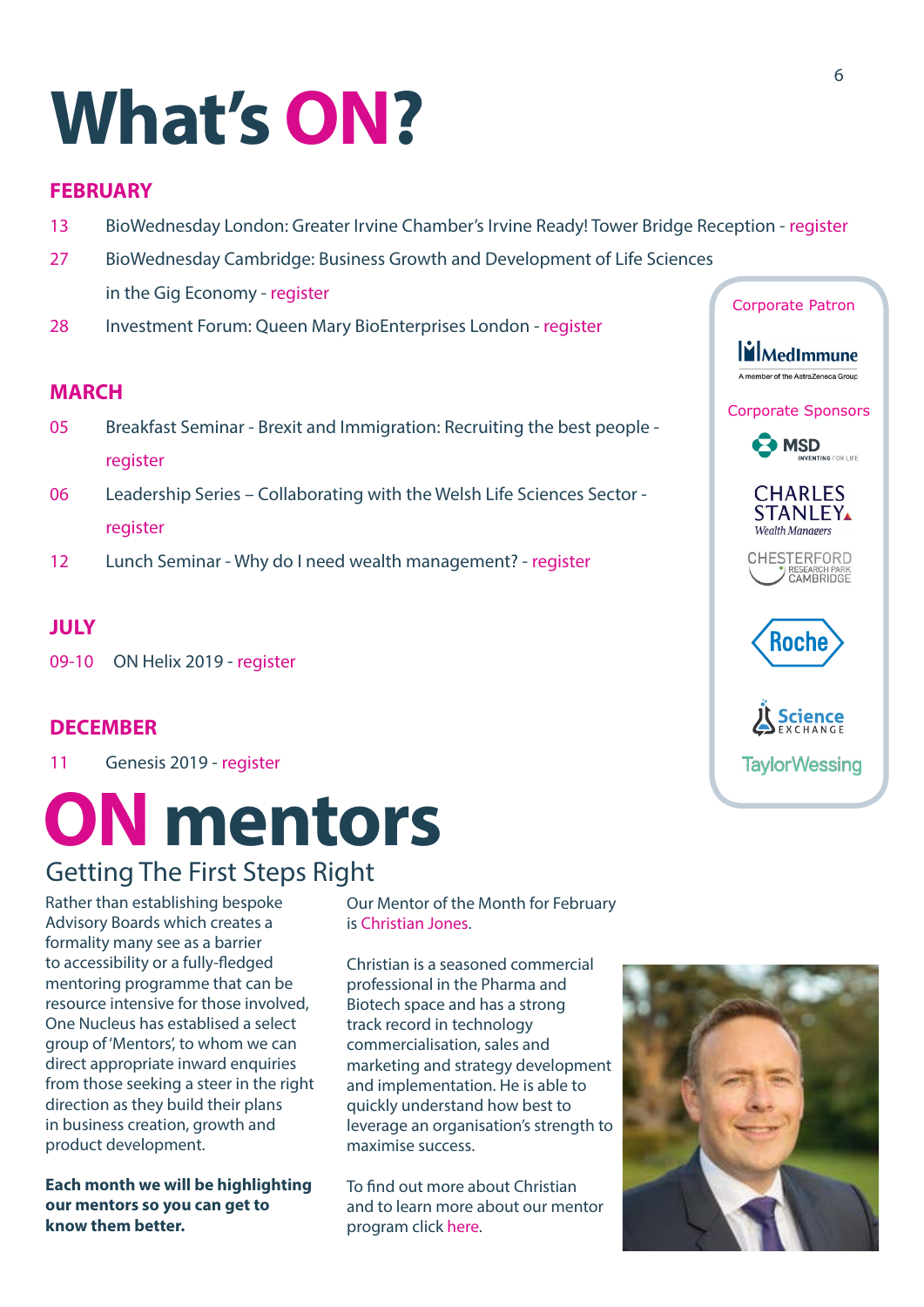# What's ON?

## FEBRUARY

13 BioWednesday London: Greater Irvine Chamber's Irvine Ready! Tower Bridge Reception - register

27 BioWednesday Cambridge: Business Growth and Development of Life Sciences in the Gig Economy - register

28 Investment Forum: Queen Mary BioEnterprises London - register

## MARCH

05 Breakfast Seminar - Brexit and Immigration: Recruiting the best people - register

06 Leadership Series – Collaborating with the Welsh Life Sciences Sector - register

12 Lunch Seminar - Why do I need wealth management? - register

## JULY

09-10 ON Helix 2019 - register

## DECEMBER

11 Genesis 2019 - register

Corporate Patron

MedImmune
A member of the AstraZeneca Group

Corporate Sponsors

MSD INVENTING FOR LIFE

CHARLES STANLEY Wealth Managers

CHESTERFORD RESEARCH PARK CAMBRIDGE

Roche

Science EXCHANGE

TaylorWessing

# ON mentors

## Getting The First Steps Right

Rather than establishing bespoke Advisory Boards which creates a formality many see as a barrier to accessibility or a fully-fledged mentoring programme that can be resource intensive for those involved, One Nucleus has established a select group of 'Mentors', to whom we can direct appropriate inward enquiries from those seeking a steer in the right direction as they build their plans in business creation, growth and product development.

**Each month we will be highlighting our mentors so you can get to know them better.**

Our Mentor of the Month for February is Christian Jones.

Christian is a seasoned commercial professional in the Pharma and Biotech space and has a strong track record in technology commercialisation, sales and marketing and strategy development and implementation. He is able to quickly understand how best to leverage an organisation's strength to maximise success.

To find out more about Christian and to learn more about our mentor program click here.